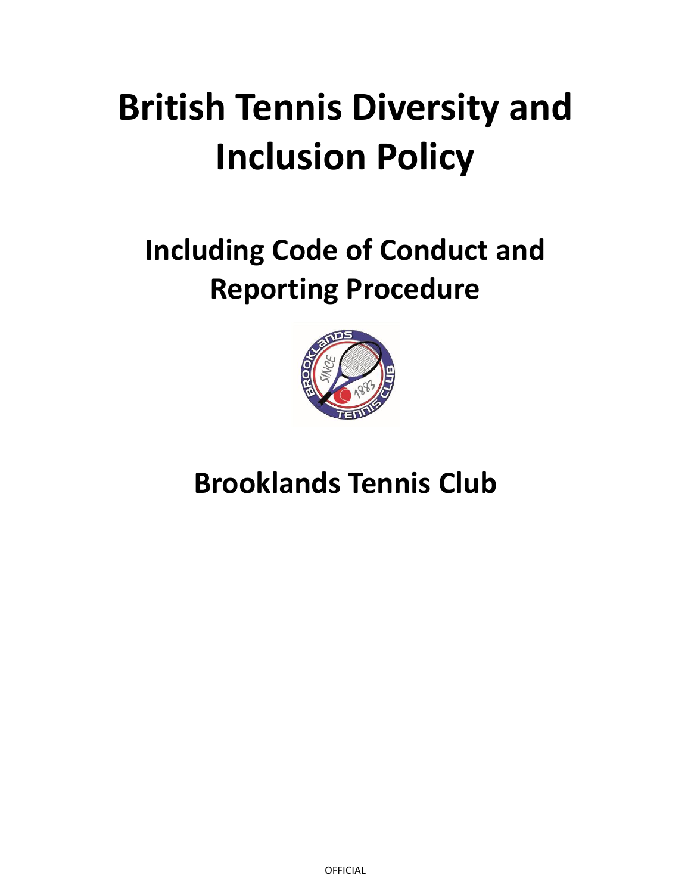# British Tennis Diversity and Inclusion Policy

## Including Code of Conduct and Reporting Procedure

## Brooklands Tennis Club

OFFICIAL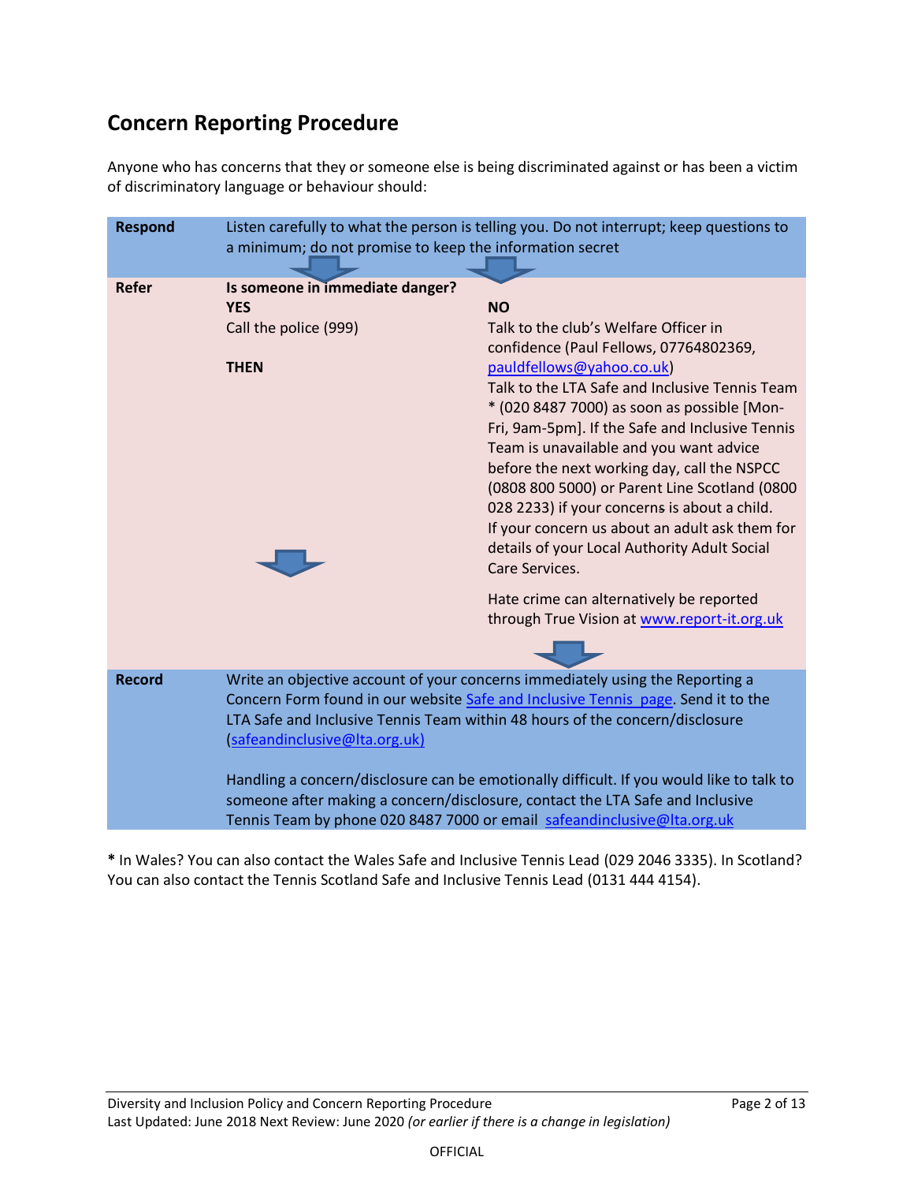## Concern Reporting Procedure

Anyone who has concerns that they or someone else is being discriminated against or has been a victim of discriminatory language or behaviour should:

| | | |
|---|---|---|
| **Respond** | Listen carefully to what the person is telling you. Do not interrupt; keep questions to a minimum; do not promise to keep the information secret | |
| **Refer** | **Is someone in immediate danger?**<br>**YES**<br>Call the police (999)<br><br>**THEN** | **NO**<br>Talk to the club's Welfare Officer in confidence (Paul Fellows, 07764802369, pauldfellows@yahoo.co.uk)<br>Talk to the LTA Safe and Inclusive Tennis Team * (020 8487 7000) as soon as possible [Mon-Fri, 9am-5pm]. If the Safe and Inclusive Tennis Team is unavailable and you want advice before the next working day, call the NSPCC (0808 800 5000) or Parent Line Scotland (0800 028 2233) if your concerns is about a child. If your concern us about an adult ask them for details of your Local Authority Adult Social Care Services.<br><br>Hate crime can alternatively be reported through True Vision at www.report-it.org.uk |
| **Record** | Write an objective account of your concerns immediately using the Reporting a Concern Form found in our website Safe and Inclusive Tennis page. Send it to the LTA Safe and Inclusive Tennis Team within 48 hours of the concern/disclosure (safeandinclusive@lta.org.uk)<br><br>Handling a concern/disclosure can be emotionally difficult. If you would like to talk to someone after making a concern/disclosure, contact the LTA Safe and Inclusive Tennis Team by phone 020 8487 7000 or email safeandinclusive@lta.org.uk | |

**\*** In Wales? You can also contact the Wales Safe and Inclusive Tennis Lead (029 2046 3335). In Scotland? You can also contact the Tennis Scotland Safe and Inclusive Tennis Lead (0131 444 4154).

Diversity and Inclusion Policy and Concern Reporting Procedure
Last Updated: June 2018 Next Review: June 2020 *(or earlier if there is a change in legislation)*

OFFICIAL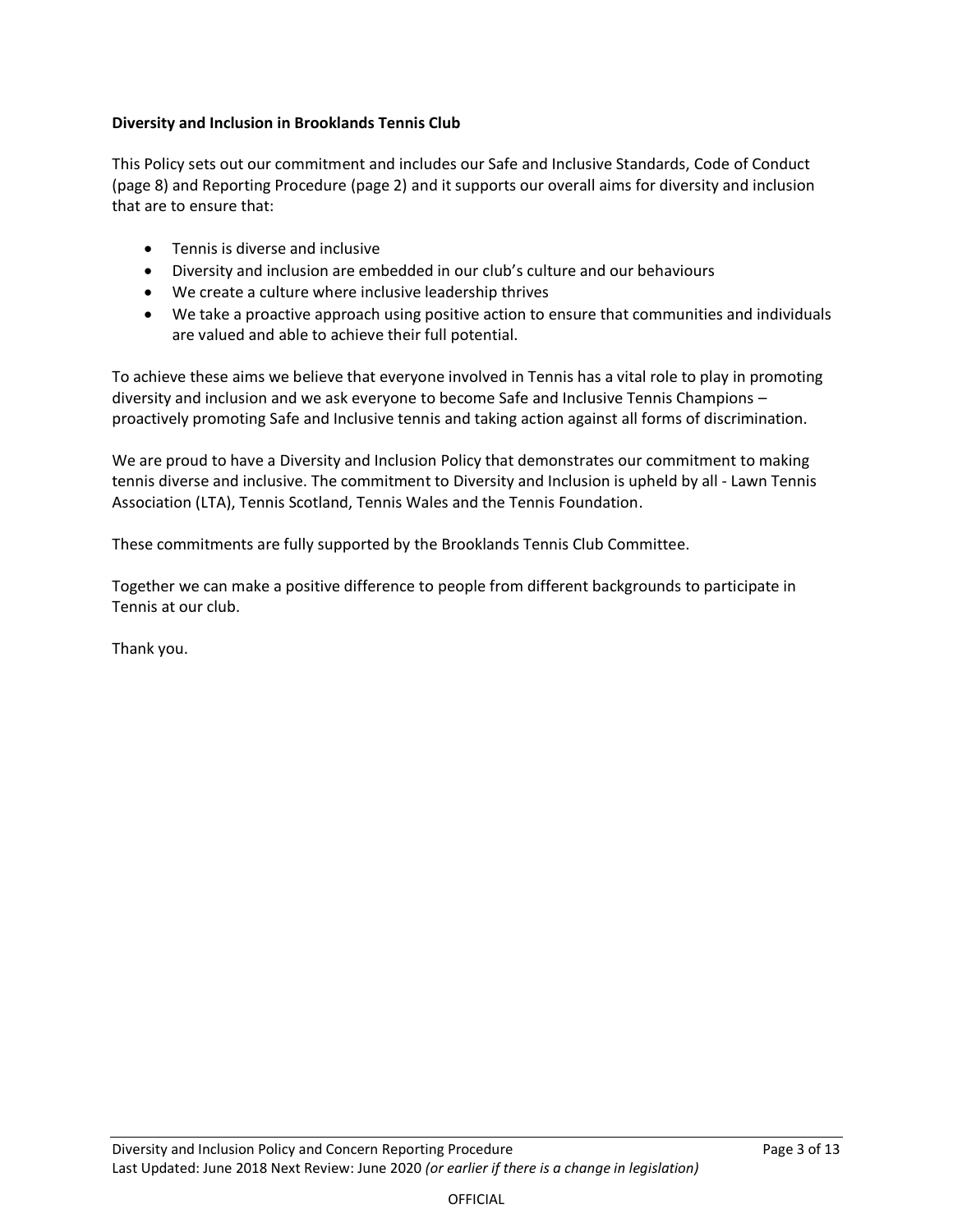**Diversity and Inclusion in Brooklands Tennis Club**

This Policy sets out our commitment and includes our Safe and Inclusive Standards, Code of Conduct (page 8) and Reporting Procedure (page 2) and it supports our overall aims for diversity and inclusion that are to ensure that:

- Tennis is diverse and inclusive
- Diversity and inclusion are embedded in our club's culture and our behaviours
- We create a culture where inclusive leadership thrives
- We take a proactive approach using positive action to ensure that communities and individuals are valued and able to achieve their full potential.

To achieve these aims we believe that everyone involved in Tennis has a vital role to play in promoting diversity and inclusion and we ask everyone to become Safe and Inclusive Tennis Champions – proactively promoting Safe and Inclusive tennis and taking action against all forms of discrimination.

We are proud to have a Diversity and Inclusion Policy that demonstrates our commitment to making tennis diverse and inclusive. The commitment to Diversity and Inclusion is upheld by all - Lawn Tennis Association (LTA), Tennis Scotland, Tennis Wales and the Tennis Foundation.

These commitments are fully supported by the Brooklands Tennis Club Committee.

Together we can make a positive difference to people from different backgrounds to participate in Tennis at our club.

Thank you.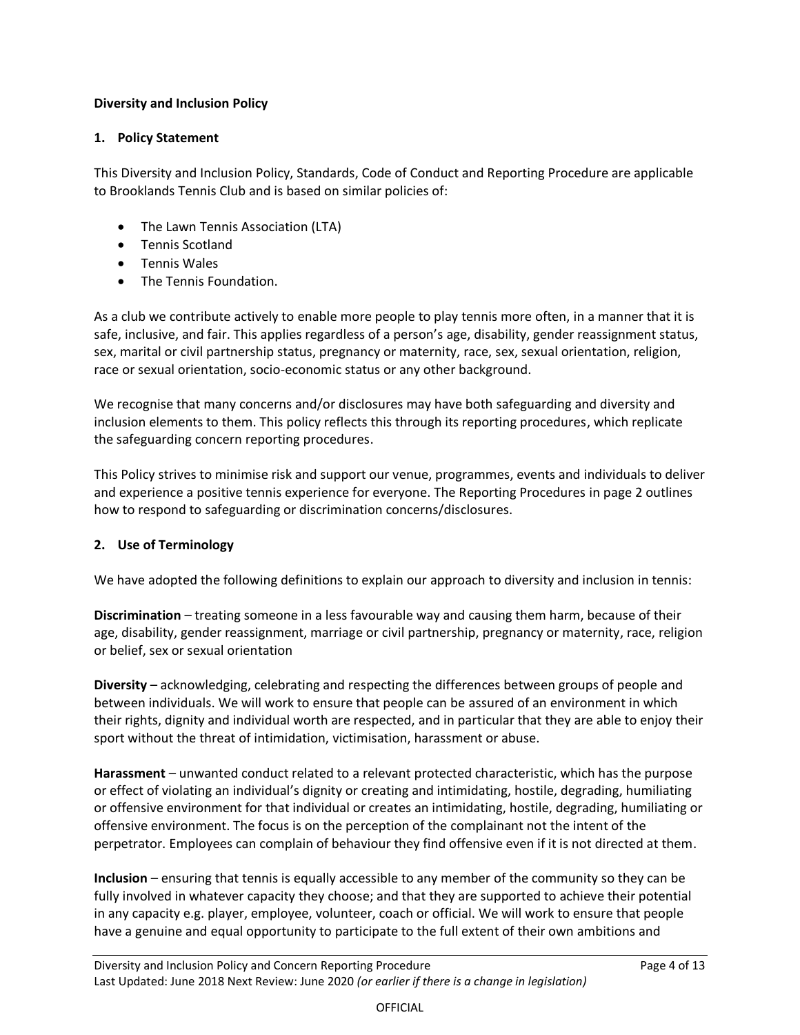**Diversity and Inclusion Policy**

## 1. Policy Statement

This Diversity and Inclusion Policy, Standards, Code of Conduct and Reporting Procedure are applicable to Brooklands Tennis Club and is based on similar policies of:

- The Lawn Tennis Association (LTA)
- Tennis Scotland
- Tennis Wales
- The Tennis Foundation.

As a club we contribute actively to enable more people to play tennis more often, in a manner that it is safe, inclusive, and fair. This applies regardless of a person's age, disability, gender reassignment status, sex, marital or civil partnership status, pregnancy or maternity, race, sex, sexual orientation, religion, race or sexual orientation, socio-economic status or any other background.

We recognise that many concerns and/or disclosures may have both safeguarding and diversity and inclusion elements to them. This policy reflects this through its reporting procedures, which replicate the safeguarding concern reporting procedures.

This Policy strives to minimise risk and support our venue, programmes, events and individuals to deliver and experience a positive tennis experience for everyone. The Reporting Procedures in page 2 outlines how to respond to safeguarding or discrimination concerns/disclosures.

## 2. Use of Terminology

We have adopted the following definitions to explain our approach to diversity and inclusion in tennis:

**Discrimination** – treating someone in a less favourable way and causing them harm, because of their age, disability, gender reassignment, marriage or civil partnership, pregnancy or maternity, race, religion or belief, sex or sexual orientation

**Diversity** – acknowledging, celebrating and respecting the differences between groups of people and between individuals. We will work to ensure that people can be assured of an environment in which their rights, dignity and individual worth are respected, and in particular that they are able to enjoy their sport without the threat of intimidation, victimisation, harassment or abuse.

**Harassment** – unwanted conduct related to a relevant protected characteristic, which has the purpose or effect of violating an individual's dignity or creating and intimidating, hostile, degrading, humiliating or offensive environment for that individual or creates an intimidating, hostile, degrading, humiliating or offensive environment. The focus is on the perception of the complainant not the intent of the perpetrator. Employees can complain of behaviour they find offensive even if it is not directed at them.

**Inclusion** – ensuring that tennis is equally accessible to any member of the community so they can be fully involved in whatever capacity they choose; and that they are supported to achieve their potential in any capacity e.g. player, employee, volunteer, coach or official. We will work to ensure that people have a genuine and equal opportunity to participate to the full extent of their own ambitions and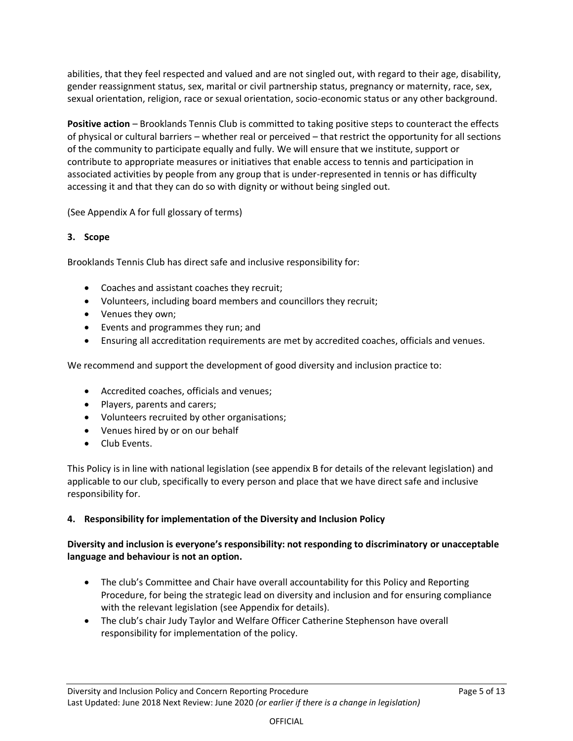abilities, that they feel respected and valued and are not singled out, with regard to their age, disability, gender reassignment status, sex, marital or civil partnership status, pregnancy or maternity, race, sex, sexual orientation, religion, race or sexual orientation, socio-economic status or any other background.

**Positive action** – Brooklands Tennis Club is committed to taking positive steps to counteract the effects of physical or cultural barriers – whether real or perceived – that restrict the opportunity for all sections of the community to participate equally and fully. We will ensure that we institute, support or contribute to appropriate measures or initiatives that enable access to tennis and participation in associated activities by people from any group that is under-represented in tennis or has difficulty accessing it and that they can do so with dignity or without being singled out.

(See Appendix A for full glossary of terms)

### 3. Scope

Brooklands Tennis Club has direct safe and inclusive responsibility for:

- Coaches and assistant coaches they recruit;
- Volunteers, including board members and councillors they recruit;
- Venues they own;
- Events and programmes they run; and
- Ensuring all accreditation requirements are met by accredited coaches, officials and venues.

We recommend and support the development of good diversity and inclusion practice to:

- Accredited coaches, officials and venues;
- Players, parents and carers;
- Volunteers recruited by other organisations;
- Venues hired by or on our behalf
- Club Events.

This Policy is in line with national legislation (see appendix B for details of the relevant legislation) and applicable to our club, specifically to every person and place that we have direct safe and inclusive responsibility for.

### 4. Responsibility for implementation of the Diversity and Inclusion Policy

**Diversity and inclusion is everyone's responsibility: not responding to discriminatory or unacceptable language and behaviour is not an option.**

- The club's Committee and Chair have overall accountability for this Policy and Reporting Procedure, for being the strategic lead on diversity and inclusion and for ensuring compliance with the relevant legislation (see Appendix for details).
- The club's chair Judy Taylor and Welfare Officer Catherine Stephenson have overall responsibility for implementation of the policy.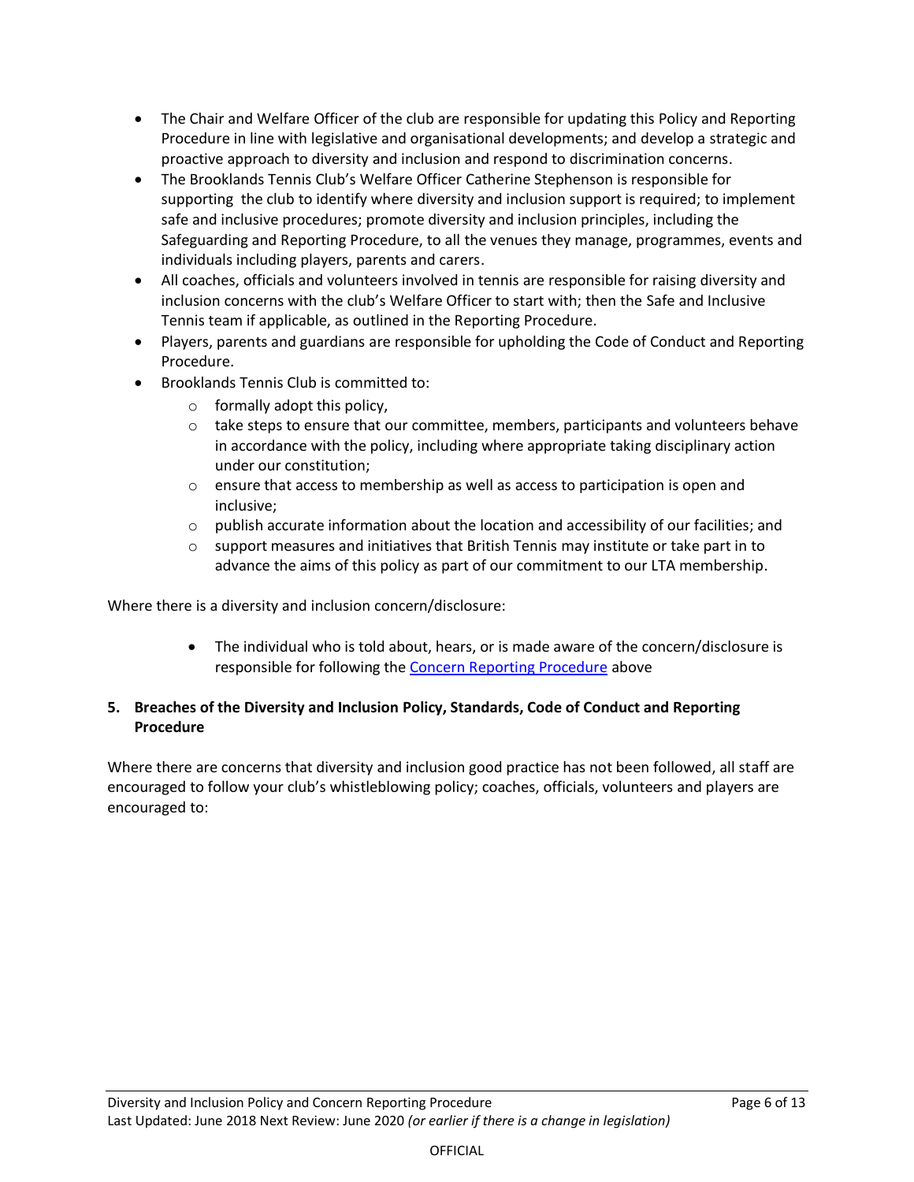- The Chair and Welfare Officer of the club are responsible for updating this Policy and Reporting Procedure in line with legislative and organisational developments; and develop a strategic and proactive approach to diversity and inclusion and respond to discrimination concerns.
- The Brooklands Tennis Club's Welfare Officer Catherine Stephenson is responsible for supporting the club to identify where diversity and inclusion support is required; to implement safe and inclusive procedures; promote diversity and inclusion principles, including the Safeguarding and Reporting Procedure, to all the venues they manage, programmes, events and individuals including players, parents and carers.
- All coaches, officials and volunteers involved in tennis are responsible for raising diversity and inclusion concerns with the club's Welfare Officer to start with; then the Safe and Inclusive Tennis team if applicable, as outlined in the Reporting Procedure.
- Players, parents and guardians are responsible for upholding the Code of Conduct and Reporting Procedure.
- Brooklands Tennis Club is committed to:
  - formally adopt this policy,
  - take steps to ensure that our committee, members, participants and volunteers behave in accordance with the policy, including where appropriate taking disciplinary action under our constitution;
  - ensure that access to membership as well as access to participation is open and inclusive;
  - publish accurate information about the location and accessibility of our facilities; and
  - support measures and initiatives that British Tennis may institute or take part in to advance the aims of this policy as part of our commitment to our LTA membership.

Where there is a diversity and inclusion concern/disclosure:

- The individual who is told about, hears, or is made aware of the concern/disclosure is responsible for following the [Concern Reporting Procedure] above

**5. Breaches of the Diversity and Inclusion Policy, Standards, Code of Conduct and Reporting Procedure**

Where there are concerns that diversity and inclusion good practice has not been followed, all staff are encouraged to follow your club's whistleblowing policy; coaches, officials, volunteers and players are encouraged to: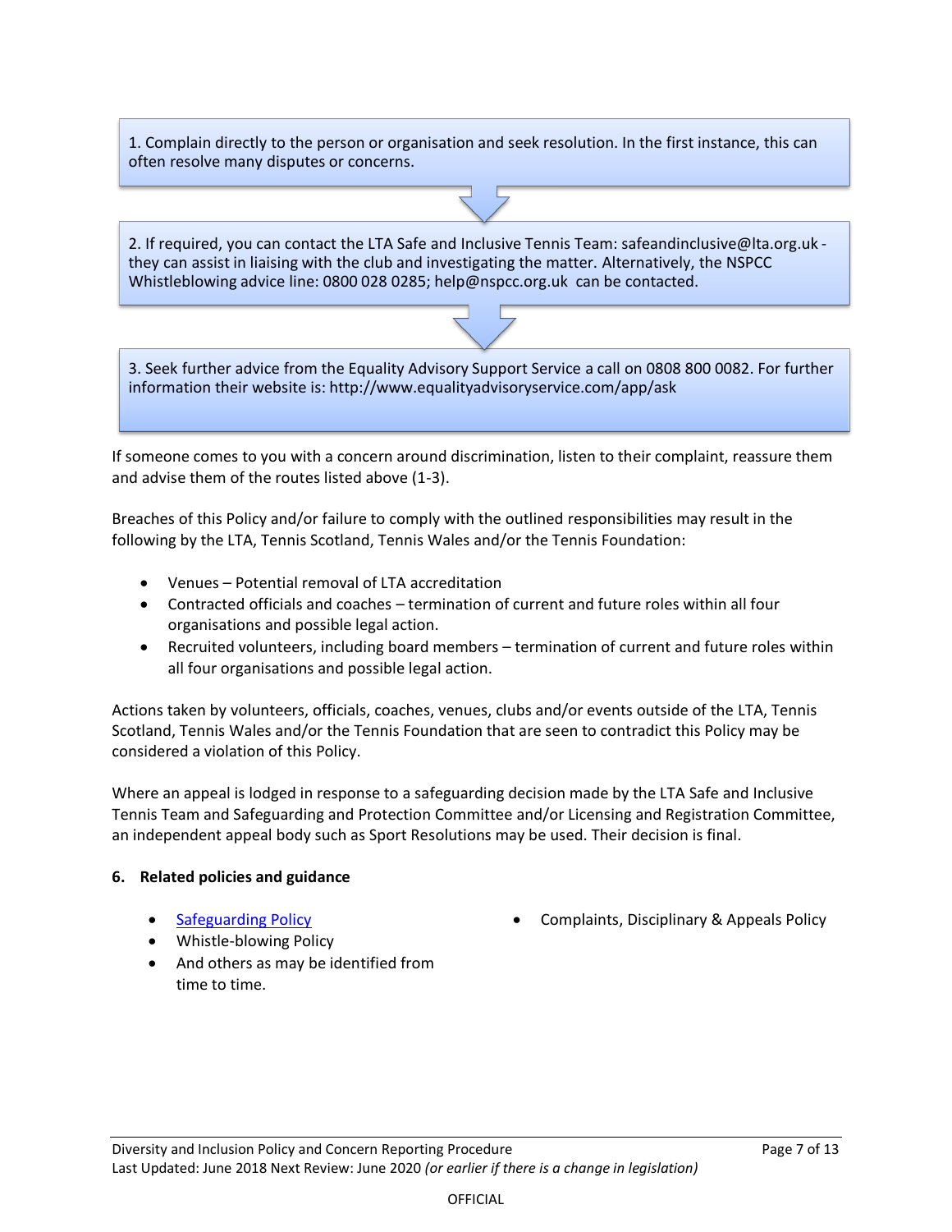1. Complain directly to the person or organisation and seek resolution. In the first instance, this can often resolve many disputes or concerns.

2. If required, you can contact the LTA Safe and Inclusive Tennis Team: safeandinclusive@lta.org.uk - they can assist in liaising with the club and investigating the matter. Alternatively, the NSPCC Whistleblowing advice line: 0800 028 0285; help@nspcc.org.uk can be contacted.

3. Seek further advice from the Equality Advisory Support Service a call on 0808 800 0082. For further information their website is: http://www.equalityadvisoryservice.com/app/ask

If someone comes to you with a concern around discrimination, listen to their complaint, reassure them and advise them of the routes listed above (1-3).

Breaches of this Policy and/or failure to comply with the outlined responsibilities may result in the following by the LTA, Tennis Scotland, Tennis Wales and/or the Tennis Foundation:

- Venues – Potential removal of LTA accreditation
- Contracted officials and coaches – termination of current and future roles within all four organisations and possible legal action.
- Recruited volunteers, including board members – termination of current and future roles within all four organisations and possible legal action.

Actions taken by volunteers, officials, coaches, venues, clubs and/or events outside of the LTA, Tennis Scotland, Tennis Wales and/or the Tennis Foundation that are seen to contradict this Policy may be considered a violation of this Policy.

Where an appeal is lodged in response to a safeguarding decision made by the LTA Safe and Inclusive Tennis Team and Safeguarding and Protection Committee and/or Licensing and Registration Committee, an independent appeal body such as Sport Resolutions may be used. Their decision is final.

**6. Related policies and guidance**

- [Safeguarding Policy]
- Whistle-blowing Policy
- And others as may be identified from time to time.
- Complaints, Disciplinary & Appeals Policy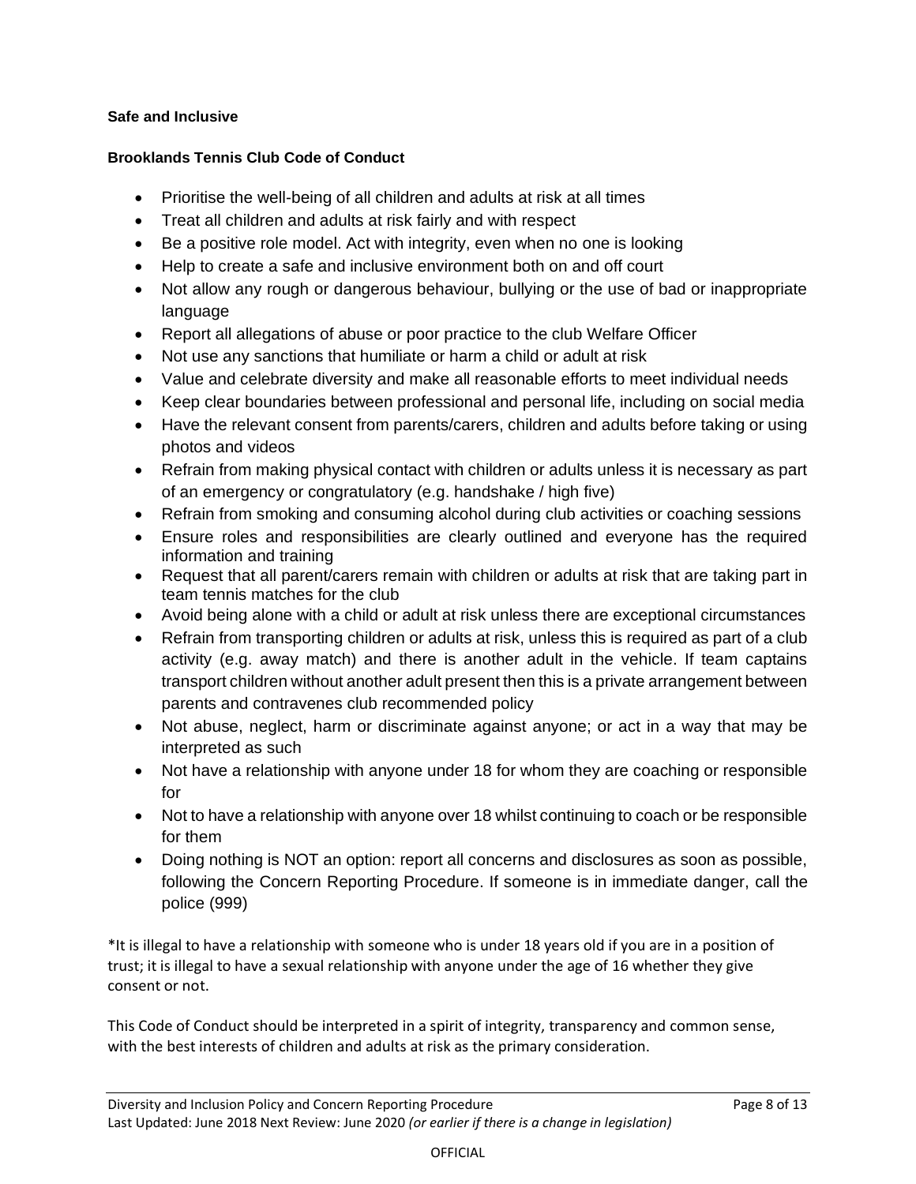**Safe and Inclusive**

**Brooklands Tennis Club Code of Conduct**

- Prioritise the well-being of all children and adults at risk at all times
- Treat all children and adults at risk fairly and with respect
- Be a positive role model. Act with integrity, even when no one is looking
- Help to create a safe and inclusive environment both on and off court
- Not allow any rough or dangerous behaviour, bullying or the use of bad or inappropriate language
- Report all allegations of abuse or poor practice to the club Welfare Officer
- Not use any sanctions that humiliate or harm a child or adult at risk
- Value and celebrate diversity and make all reasonable efforts to meet individual needs
- Keep clear boundaries between professional and personal life, including on social media
- Have the relevant consent from parents/carers, children and adults before taking or using photos and videos
- Refrain from making physical contact with children or adults unless it is necessary as part of an emergency or congratulatory (e.g. handshake / high five)
- Refrain from smoking and consuming alcohol during club activities or coaching sessions
- Ensure roles and responsibilities are clearly outlined and everyone has the required information and training
- Request that all parent/carers remain with children or adults at risk that are taking part in team tennis matches for the club
- Avoid being alone with a child or adult at risk unless there are exceptional circumstances
- Refrain from transporting children or adults at risk, unless this is required as part of a club activity (e.g. away match) and there is another adult in the vehicle. If team captains transport children without another adult present then this is a private arrangement between parents and contravenes club recommended policy
- Not abuse, neglect, harm or discriminate against anyone; or act in a way that may be interpreted as such
- Not have a relationship with anyone under 18 for whom they are coaching or responsible for
- Not to have a relationship with anyone over 18 whilst continuing to coach or be responsible for them
- Doing nothing is NOT an option: report all concerns and disclosures as soon as possible, following the Concern Reporting Procedure. If someone is in immediate danger, call the police (999)

*It is illegal to have a relationship with someone who is under 18 years old if you are in a position of trust; it is illegal to have a sexual relationship with anyone under the age of 16 whether they give consent or not.

This Code of Conduct should be interpreted in a spirit of integrity, transparency and common sense, with the best interests of children and adults at risk as the primary consideration.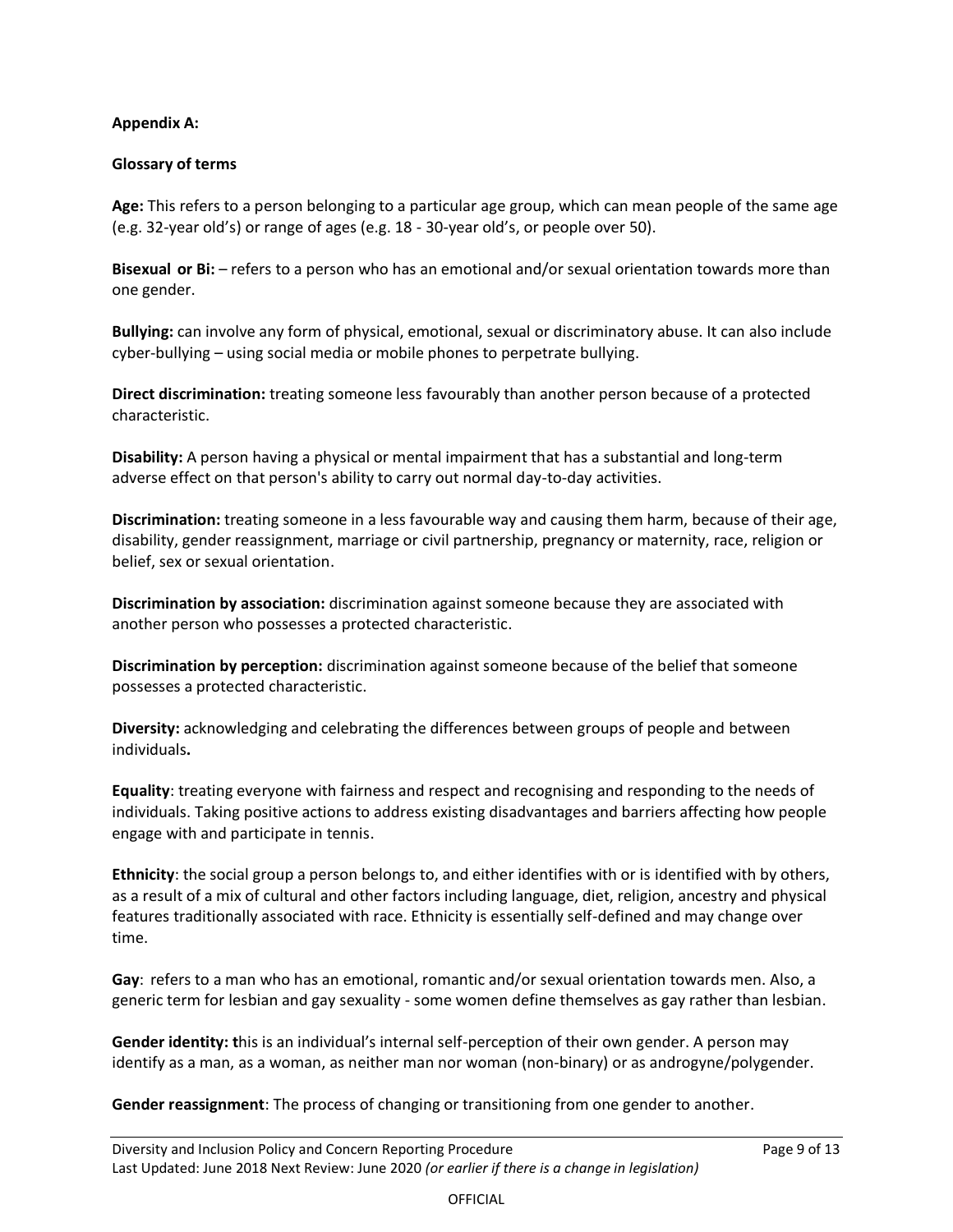**Appendix A:**

**Glossary of terms**

**Age:** This refers to a person belonging to a particular age group, which can mean people of the same age (e.g. 32-year old's) or range of ages (e.g. 18 - 30-year old's, or people over 50).

**Bisexual or Bi:** – refers to a person who has an emotional and/or sexual orientation towards more than one gender.

**Bullying:** can involve any form of physical, emotional, sexual or discriminatory abuse. It can also include cyber-bullying – using social media or mobile phones to perpetrate bullying.

**Direct discrimination:** treating someone less favourably than another person because of a protected characteristic.

**Disability:** A person having a physical or mental impairment that has a substantial and long-term adverse effect on that person's ability to carry out normal day-to-day activities.

**Discrimination:** treating someone in a less favourable way and causing them harm, because of their age, disability, gender reassignment, marriage or civil partnership, pregnancy or maternity, race, religion or belief, sex or sexual orientation.

**Discrimination by association:** discrimination against someone because they are associated with another person who possesses a protected characteristic.

**Discrimination by perception:** discrimination against someone because of the belief that someone possesses a protected characteristic.

**Diversity:** acknowledging and celebrating the differences between groups of people and between individuals**.**

**Equality**: treating everyone with fairness and respect and recognising and responding to the needs of individuals. Taking positive actions to address existing disadvantages and barriers affecting how people engage with and participate in tennis.

**Ethnicity**: the social group a person belongs to, and either identifies with or is identified with by others, as a result of a mix of cultural and other factors including language, diet, religion, ancestry and physical features traditionally associated with race. Ethnicity is essentially self-defined and may change over time.

**Gay**: refers to a man who has an emotional, romantic and/or sexual orientation towards men. Also, a generic term for lesbian and gay sexuality - some women define themselves as gay rather than lesbian.

**Gender identity: t**his is an individual's internal self-perception of their own gender. A person may identify as a man, as a woman, as neither man nor woman (non-binary) or as androgyne/polygender.

**Gender reassignment**: The process of changing or transitioning from one gender to another.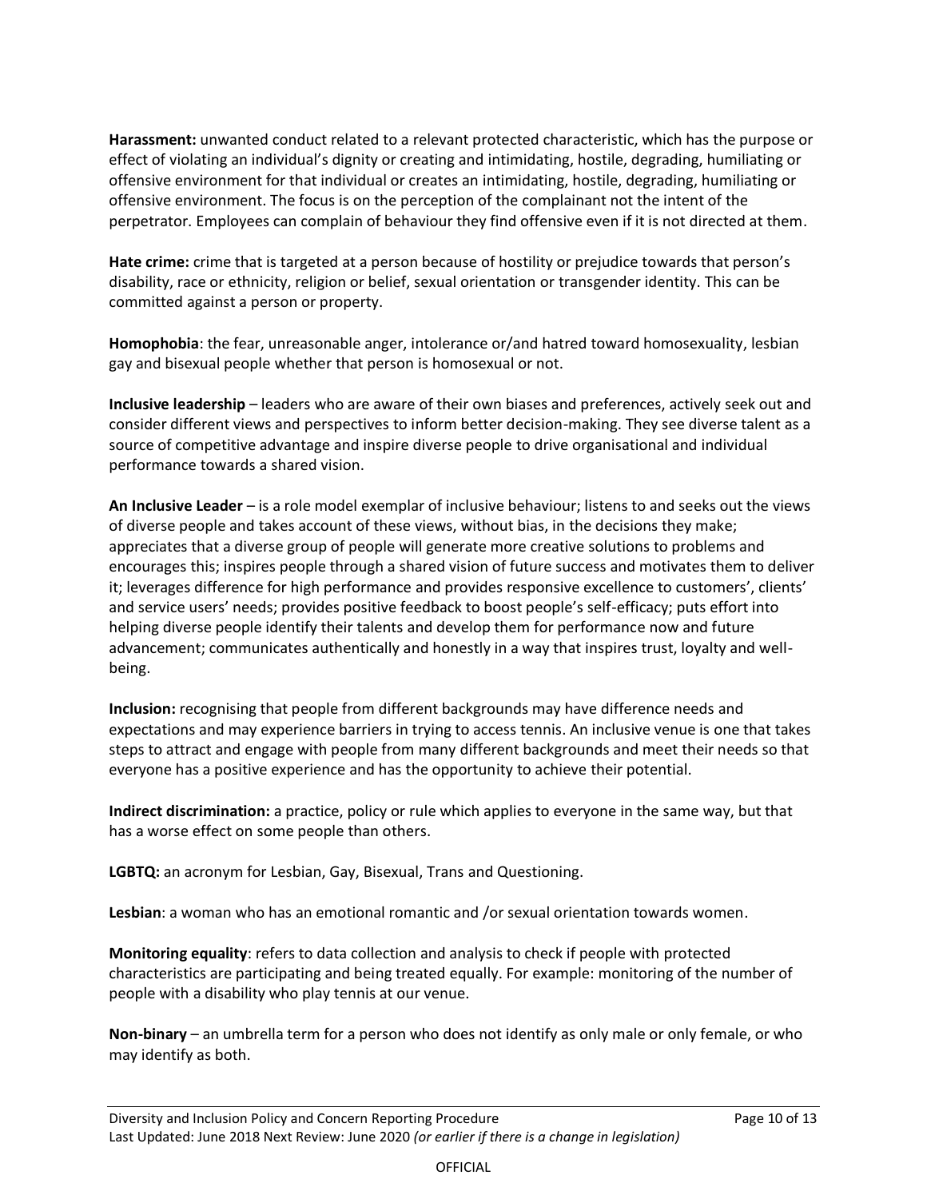**Harassment:** unwanted conduct related to a relevant protected characteristic, which has the purpose or effect of violating an individual's dignity or creating and intimidating, hostile, degrading, humiliating or offensive environment for that individual or creates an intimidating, hostile, degrading, humiliating or offensive environment. The focus is on the perception of the complainant not the intent of the perpetrator. Employees can complain of behaviour they find offensive even if it is not directed at them.

**Hate crime:** crime that is targeted at a person because of hostility or prejudice towards that person's disability, race or ethnicity, religion or belief, sexual orientation or transgender identity. This can be committed against a person or property.

**Homophobia**: the fear, unreasonable anger, intolerance or/and hatred toward homosexuality, lesbian gay and bisexual people whether that person is homosexual or not.

**Inclusive leadership** – leaders who are aware of their own biases and preferences, actively seek out and consider different views and perspectives to inform better decision-making. They see diverse talent as a source of competitive advantage and inspire diverse people to drive organisational and individual performance towards a shared vision.

**An Inclusive Leader** – is a role model exemplar of inclusive behaviour; listens to and seeks out the views of diverse people and takes account of these views, without bias, in the decisions they make; appreciates that a diverse group of people will generate more creative solutions to problems and encourages this; inspires people through a shared vision of future success and motivates them to deliver it; leverages difference for high performance and provides responsive excellence to customers', clients' and service users' needs; provides positive feedback to boost people's self-efficacy; puts effort into helping diverse people identify their talents and develop them for performance now and future advancement; communicates authentically and honestly in a way that inspires trust, loyalty and well-being.

**Inclusion:** recognising that people from different backgrounds may have difference needs and expectations and may experience barriers in trying to access tennis. An inclusive venue is one that takes steps to attract and engage with people from many different backgrounds and meet their needs so that everyone has a positive experience and has the opportunity to achieve their potential.

**Indirect discrimination:** a practice, policy or rule which applies to everyone in the same way, but that has a worse effect on some people than others.

**LGBTQ:** an acronym for Lesbian, Gay, Bisexual, Trans and Questioning.

**Lesbian**: a woman who has an emotional romantic and /or sexual orientation towards women.

**Monitoring equality**: refers to data collection and analysis to check if people with protected characteristics are participating and being treated equally. For example: monitoring of the number of people with a disability who play tennis at our venue.

**Non-binary** – an umbrella term for a person who does not identify as only male or only female, or who may identify as both.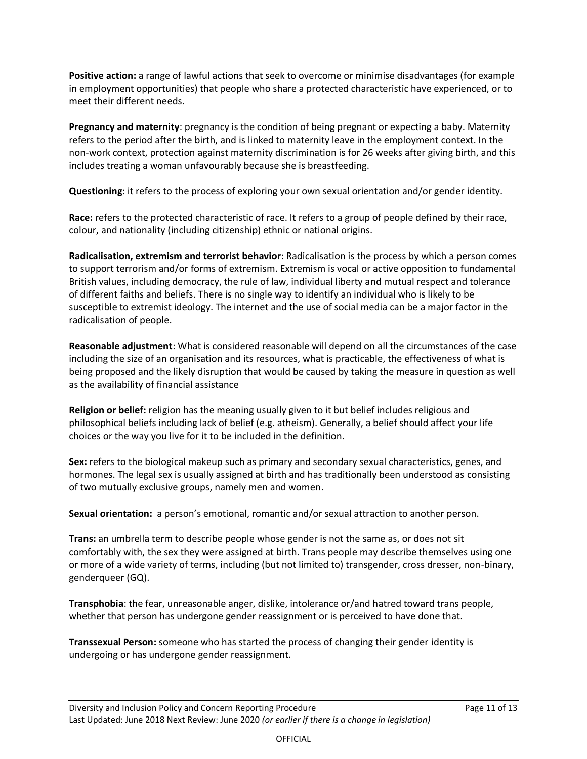**Positive action:** a range of lawful actions that seek to overcome or minimise disadvantages (for example in employment opportunities) that people who share a protected characteristic have experienced, or to meet their different needs.

**Pregnancy and maternity**: pregnancy is the condition of being pregnant or expecting a baby. Maternity refers to the period after the birth, and is linked to maternity leave in the employment context. In the non-work context, protection against maternity discrimination is for 26 weeks after giving birth, and this includes treating a woman unfavourably because she is breastfeeding.

**Questioning**: it refers to the process of exploring your own sexual orientation and/or gender identity.

**Race:** refers to the protected characteristic of race. It refers to a group of people defined by their race, colour, and nationality (including citizenship) ethnic or national origins.

**Radicalisation, extremism and terrorist behavior**: Radicalisation is the process by which a person comes to support terrorism and/or forms of extremism. Extremism is vocal or active opposition to fundamental British values, including democracy, the rule of law, individual liberty and mutual respect and tolerance of different faiths and beliefs. There is no single way to identify an individual who is likely to be susceptible to extremist ideology. The internet and the use of social media can be a major factor in the radicalisation of people.

**Reasonable adjustment**: What is considered reasonable will depend on all the circumstances of the case including the size of an organisation and its resources, what is practicable, the effectiveness of what is being proposed and the likely disruption that would be caused by taking the measure in question as well as the availability of financial assistance

**Religion or belief:** religion has the meaning usually given to it but belief includes religious and philosophical beliefs including lack of belief (e.g. atheism). Generally, a belief should affect your life choices or the way you live for it to be included in the definition.

**Sex:** refers to the biological makeup such as primary and secondary sexual characteristics, genes, and hormones. The legal sex is usually assigned at birth and has traditionally been understood as consisting of two mutually exclusive groups, namely men and women.

**Sexual orientation:** a person's emotional, romantic and/or sexual attraction to another person.

**Trans:** an umbrella term to describe people whose gender is not the same as, or does not sit comfortably with, the sex they were assigned at birth. Trans people may describe themselves using one or more of a wide variety of terms, including (but not limited to) transgender, cross dresser, non-binary, genderqueer (GQ).

**Transphobia**: the fear, unreasonable anger, dislike, intolerance or/and hatred toward trans people, whether that person has undergone gender reassignment or is perceived to have done that.

**Transsexual Person:** someone who has started the process of changing their gender identity is undergoing or has undergone gender reassignment.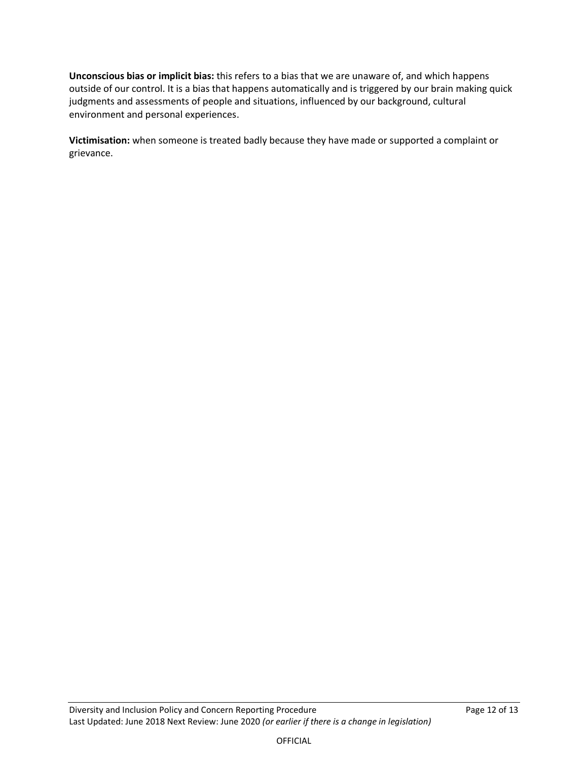**Unconscious bias or implicit bias:** this refers to a bias that we are unaware of, and which happens outside of our control. It is a bias that happens automatically and is triggered by our brain making quick judgments and assessments of people and situations, influenced by our background, cultural environment and personal experiences.

**Victimisation:** when someone is treated badly because they have made or supported a complaint or grievance.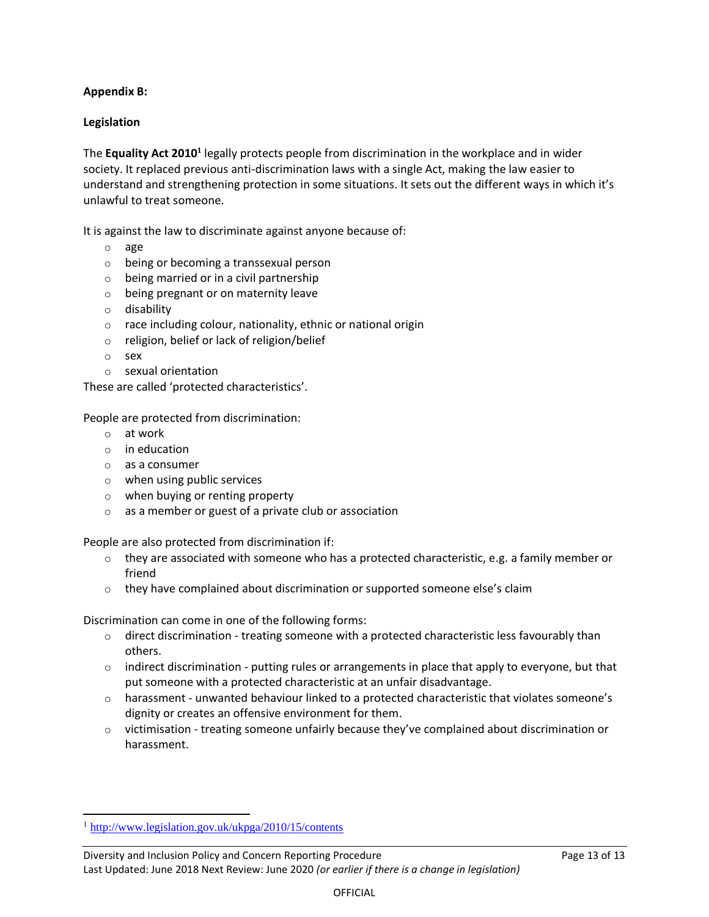**Appendix B:**

**Legislation**

The **Equality Act 2010**[1] legally protects people from discrimination in the workplace and in wider society. It replaced previous anti-discrimination laws with a single Act, making the law easier to understand and strengthening protection in some situations. It sets out the different ways in which it's unlawful to treat someone.

It is against the law to discriminate against anyone because of:

- age
- being or becoming a transsexual person
- being married or in a civil partnership
- being pregnant or on maternity leave
- disability
- race including colour, nationality, ethnic or national origin
- religion, belief or lack of religion/belief
- sex
- sexual orientation

These are called 'protected characteristics'.

People are protected from discrimination:

- at work
- in education
- as a consumer
- when using public services
- when buying or renting property
- as a member or guest of a private club or association

People are also protected from discrimination if:

- they are associated with someone who has a protected characteristic, e.g. a family member or friend
- they have complained about discrimination or supported someone else's claim

Discrimination can come in one of the following forms:

- direct discrimination - treating someone with a protected characteristic less favourably than others.
- indirect discrimination - putting rules or arrangements in place that apply to everyone, but that put someone with a protected characteristic at an unfair disadvantage.
- harassment - unwanted behaviour linked to a protected characteristic that violates someone's dignity or creates an offensive environment for them.
- victimisation - treating someone unfairly because they've complained about discrimination or harassment.

---

[1] http://www.legislation.gov.uk/ukpga/2010/15/contents